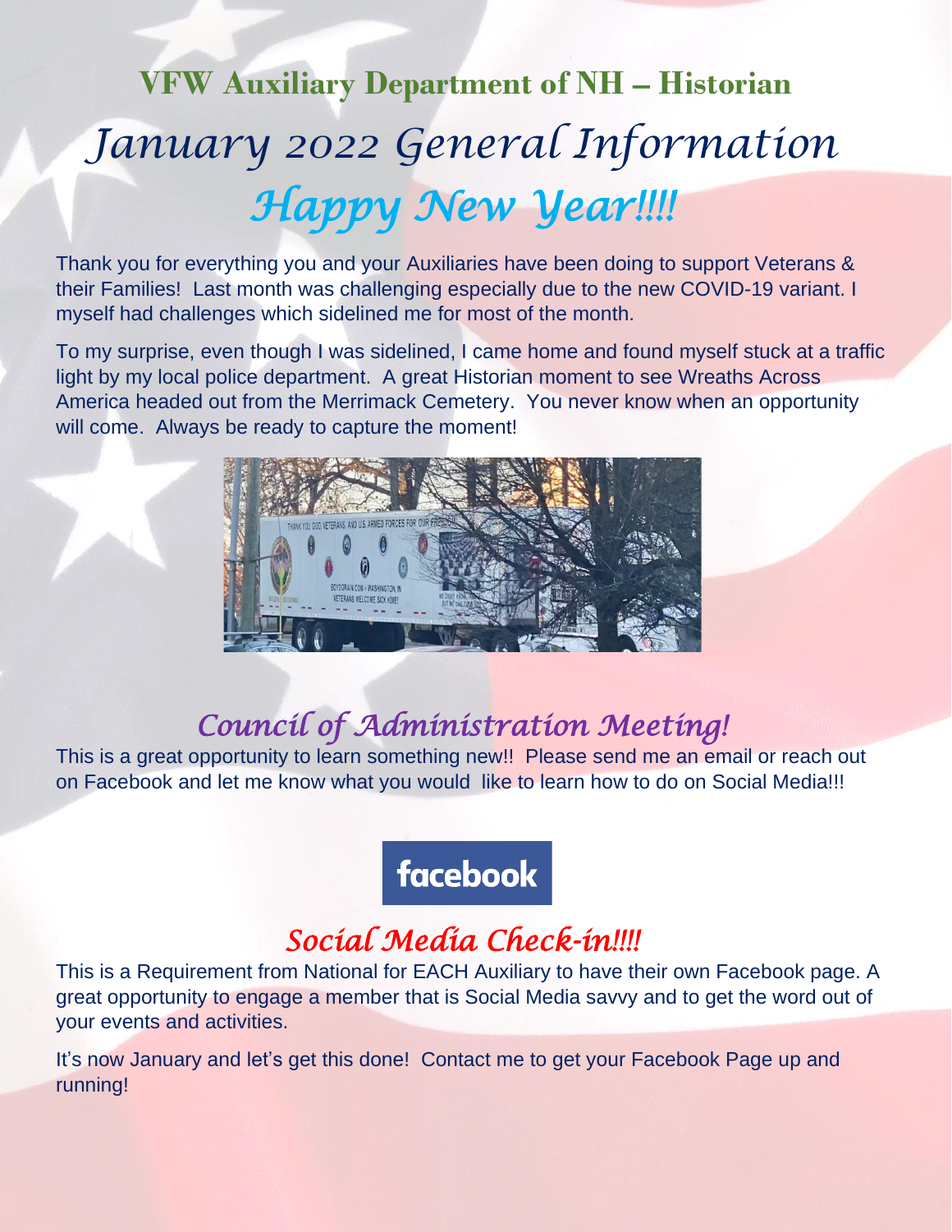# VFW Auxiliary Department of NH – Historian

## *January 2022 General Information*

## *Happy New Year!!!!*

Thank you for everything you and your Auxiliaries have been doing to support Veterans & their Families! Last month was challenging especially due to the new COVID-19 variant. I myself had challenges which sidelined me for most of the month.

To my surprise, even though I was sidelined, I came home and found myself stuck at a traffic light by my local police department. A great Historian moment to see Wreaths Across America headed out from the Merrimack Cemetery. You never know when an opportunity will come. Always be ready to capture the moment!

## *Council of Administration Meeting!*

This is a great opportunity to learn something new!! Please send me an email or reach out on Facebook and let me know what you would like to learn how to do on Social Media!!!

facebook

## *Social Media Check-in!!!!*

This is a Requirement from National for EACH Auxiliary to have their own Facebook page. A great opportunity to engage a member that is Social Media savvy and to get the word out of your events and activities.

It's now January and let's get this done! Contact me to get your Facebook Page up and running!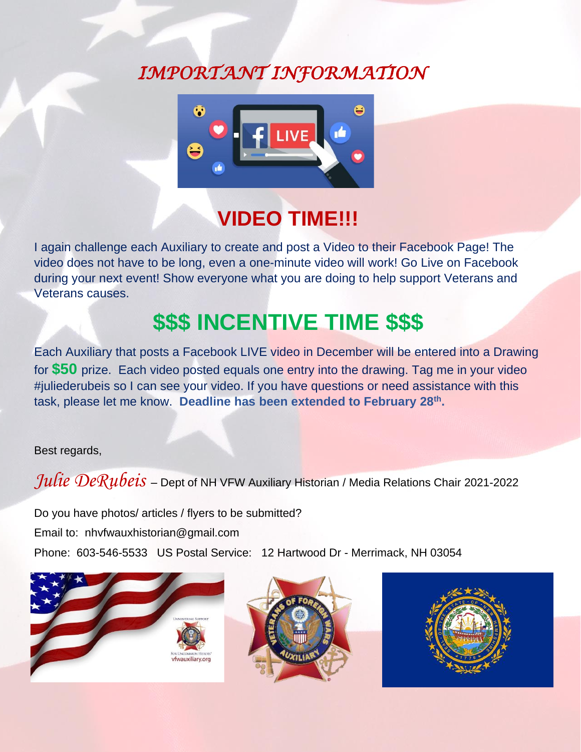# *IMPORTANT INFORMATION*

## VIDEO TIME!!!

I again challenge each Auxiliary to create and post a Video to their Facebook Page! The video does not have to be long, even a one-minute video will work! Go Live on Facebook during your next event! Show everyone what you are doing to help support Veterans and Veterans causes.

## $$$ INCENTIVE TIME $$$

Each Auxiliary that posts a Facebook LIVE video in December will be entered into a Drawing for **$50** prize. Each video posted equals one entry into the drawing. Tag me in your video #juliederubeis so I can see your video. If you have questions or need assistance with this task, please let me know. **Deadline has been extended to February 28th.**

Best regards,

*Julie DeRubeis* – Dept of NH VFW Auxiliary Historian / Media Relations Chair 2021-2022

Do you have photos/ articles / flyers to be submitted?

Email to: nhvfwauxhistorian@gmail.com

Phone: 603-546-5533 US Postal Service: 12 Hartwood Dr - Merrimack, NH 03054